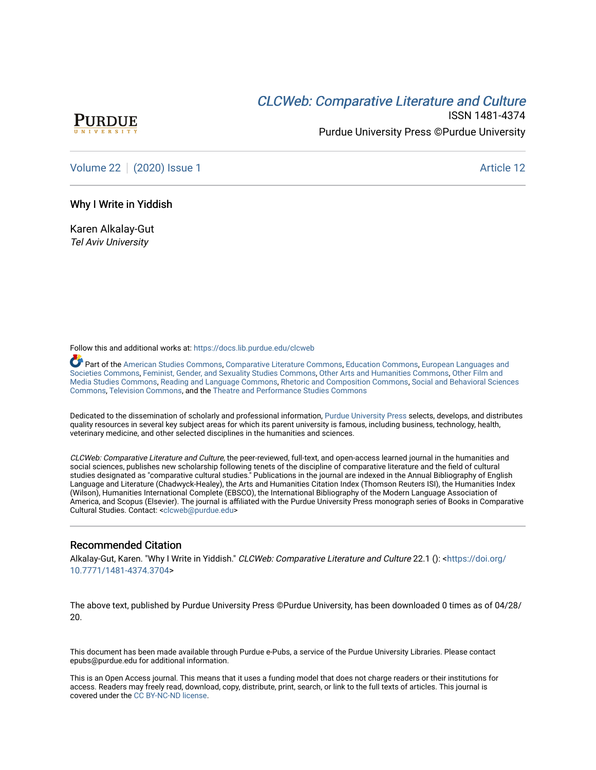[CLCWeb: Comparative Literature and Culture](https://docs.lib.purdue.edu/clcweb)

ISSN 1481-4374

Purdue University Press ©Purdue University

Volume 22 | (2020) Issue 1 Article 12

# Why I Write in Yiddish

Karen Alkalay-Gut
*Tel Aviv University*

Follow this and additional works at: https://docs.lib.purdue.edu/clcweb

Part of the American Studies Commons, Comparative Literature Commons, Education Commons, European Languages and Societies Commons, Feminist, Gender, and Sexuality Studies Commons, Other Arts and Humanities Commons, Other Film and Media Studies Commons, Reading and Language Commons, Rhetoric and Composition Commons, Social and Behavioral Sciences Commons, Television Commons, and the Theatre and Performance Studies Commons

Dedicated to the dissemination of scholarly and professional information, Purdue University Press selects, develops, and distributes quality resources in several key subject areas for which its parent university is famous, including business, technology, health, veterinary medicine, and other selected disciplines in the humanities and sciences.

*CLCWeb: Comparative Literature and Culture*, the peer-reviewed, full-text, and open-access learned journal in the humanities and social sciences, publishes new scholarship following tenets of the discipline of comparative literature and the field of cultural studies designated as "comparative cultural studies." Publications in the journal are indexed in the Annual Bibliography of English Language and Literature (Chadwyck-Healey), the Arts and Humanities Citation Index (Thomson Reuters ISI), the Humanities Index (Wilson), Humanities International Complete (EBSCO), the International Bibliography of the Modern Language Association of America, and Scopus (Elsevier). The journal is affiliated with the Purdue University Press monograph series of Books in Comparative Cultural Studies. Contact: <clcweb@purdue.edu>

## Recommended Citation

Alkalay-Gut, Karen. "Why I Write in Yiddish." *CLCWeb: Comparative Literature and Culture* 22.1 (): <https://doi.org/10.7771/1481-4374.3704>

The above text, published by Purdue University Press ©Purdue University, has been downloaded 0 times as of 04/28/20.

This document has been made available through Purdue e-Pubs, a service of the Purdue University Libraries. Please contact epubs@purdue.edu for additional information.

This is an Open Access journal. This means that it uses a funding model that does not charge readers or their institutions for access. Readers may freely read, download, copy, distribute, print, search, or link to the full texts of articles. This journal is covered under the CC BY-NC-ND license.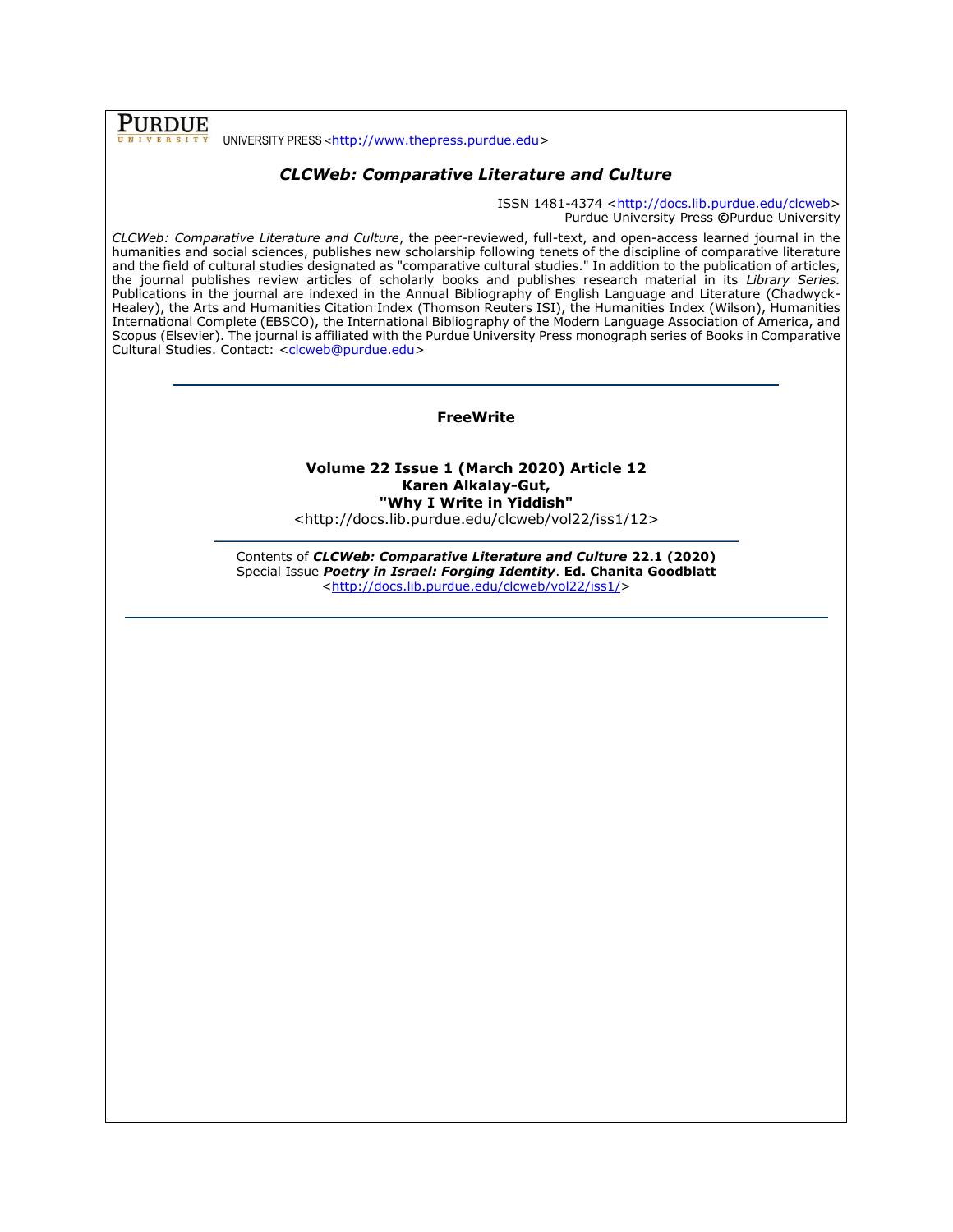PURDUE UNIVERSITY PRESS <http://www.thepress.purdue.edu>

## *CLCWeb: Comparative Literature and Culture*

ISSN 1481-4374 <http://docs.lib.purdue.edu/clcweb>
Purdue University Press ©Purdue University

*CLCWeb: Comparative Literature and Culture*, the peer-reviewed, full-text, and open-access learned journal in the humanities and social sciences, publishes new scholarship following tenets of the discipline of comparative literature and the field of cultural studies designated as "comparative cultural studies." In addition to the publication of articles, the journal publishes review articles of scholarly books and publishes research material in its *Library Series.* Publications in the journal are indexed in the Annual Bibliography of English Language and Literature (Chadwyck-Healey), the Arts and Humanities Citation Index (Thomson Reuters ISI), the Humanities Index (Wilson), Humanities International Complete (EBSCO), the International Bibliography of the Modern Language Association of America, and Scopus (Elsevier). The journal is affiliated with the Purdue University Press monograph series of Books in Comparative Cultural Studies. Contact: <clcweb@purdue.edu>

---

**FreeWrite**

**Volume 22 Issue 1 (March 2020) Article 12**
**Karen Alkalay-Gut,**
**"Why I Write in Yiddish"**
<http://docs.lib.purdue.edu/clcweb/vol22/iss1/12>

---

Contents of ***CLCWeb: Comparative Literature and Culture*** **22.1 (2020)**
Special Issue ***Poetry in Israel: Forging Identity***. **Ed. Chanita Goodblatt**
<http://docs.lib.purdue.edu/clcweb/vol22/iss1/>

---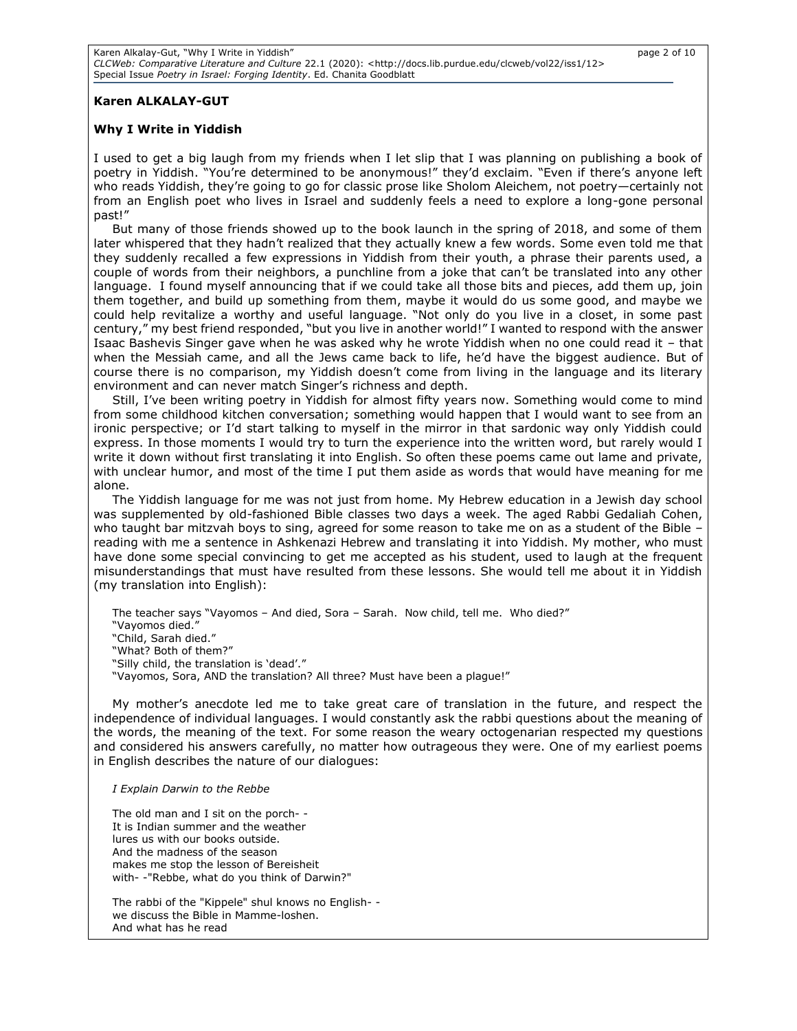**Karen ALKALAY-GUT**

**Why I Write in Yiddish**

I used to get a big laugh from my friends when I let slip that I was planning on publishing a book of poetry in Yiddish. "You're determined to be anonymous!" they'd exclaim. "Even if there's anyone left who reads Yiddish, they're going to go for classic prose like Sholom Aleichem, not poetry—certainly not from an English poet who lives in Israel and suddenly feels a need to explore a long-gone personal past!"

But many of those friends showed up to the book launch in the spring of 2018, and some of them later whispered that they hadn't realized that they actually knew a few words. Some even told me that they suddenly recalled a few expressions in Yiddish from their youth, a phrase their parents used, a couple of words from their neighbors, a punchline from a joke that can't be translated into any other language. I found myself announcing that if we could take all those bits and pieces, add them up, join them together, and build up something from them, maybe it would do us some good, and maybe we could help revitalize a worthy and useful language. "Not only do you live in a closet, in some past century," my best friend responded, "but you live in another world!" I wanted to respond with the answer Isaac Bashevis Singer gave when he was asked why he wrote Yiddish when no one could read it – that when the Messiah came, and all the Jews came back to life, he'd have the biggest audience. But of course there is no comparison, my Yiddish doesn't come from living in the language and its literary environment and can never match Singer's richness and depth.

Still, I've been writing poetry in Yiddish for almost fifty years now. Something would come to mind from some childhood kitchen conversation; something would happen that I would want to see from an ironic perspective; or I'd start talking to myself in the mirror in that sardonic way only Yiddish could express. In those moments I would try to turn the experience into the written word, but rarely would I write it down without first translating it into English. So often these poems came out lame and private, with unclear humor, and most of the time I put them aside as words that would have meaning for me alone.

The Yiddish language for me was not just from home. My Hebrew education in a Jewish day school was supplemented by old-fashioned Bible classes two days a week. The aged Rabbi Gedaliah Cohen, who taught bar mitzvah boys to sing, agreed for some reason to take me on as a student of the Bible – reading with me a sentence in Ashkenazi Hebrew and translating it into Yiddish. My mother, who must have done some special convincing to get me accepted as his student, used to laugh at the frequent misunderstandings that must have resulted from these lessons. She would tell me about it in Yiddish (my translation into English):

> The teacher says "Vayomos – And died, Sora – Sarah. Now child, tell me. Who died?"
> "Vayomos died."
> "Child, Sarah died."
> "What? Both of them?"
> "Silly child, the translation is 'dead'."
> "Vayomos, Sora, AND the translation? All three? Must have been a plague!"

My mother's anecdote led me to take great care of translation in the future, and respect the independence of individual languages. I would constantly ask the rabbi questions about the meaning of the words, the meaning of the text. For some reason the weary octogenarian respected my questions and considered his answers carefully, no matter how outrageous they were. One of my earliest poems in English describes the nature of our dialogues:

*I Explain Darwin to the Rebbe*

The old man and I sit on the porch- -
It is Indian summer and the weather
lures us with our books outside.
And the madness of the season
makes me stop the lesson of Bereisheit
with- -"Rebbe, what do you think of Darwin?"

The rabbi of the "Kippele" shul knows no English- -
we discuss the Bible in Mamme-loshen.
And what has he read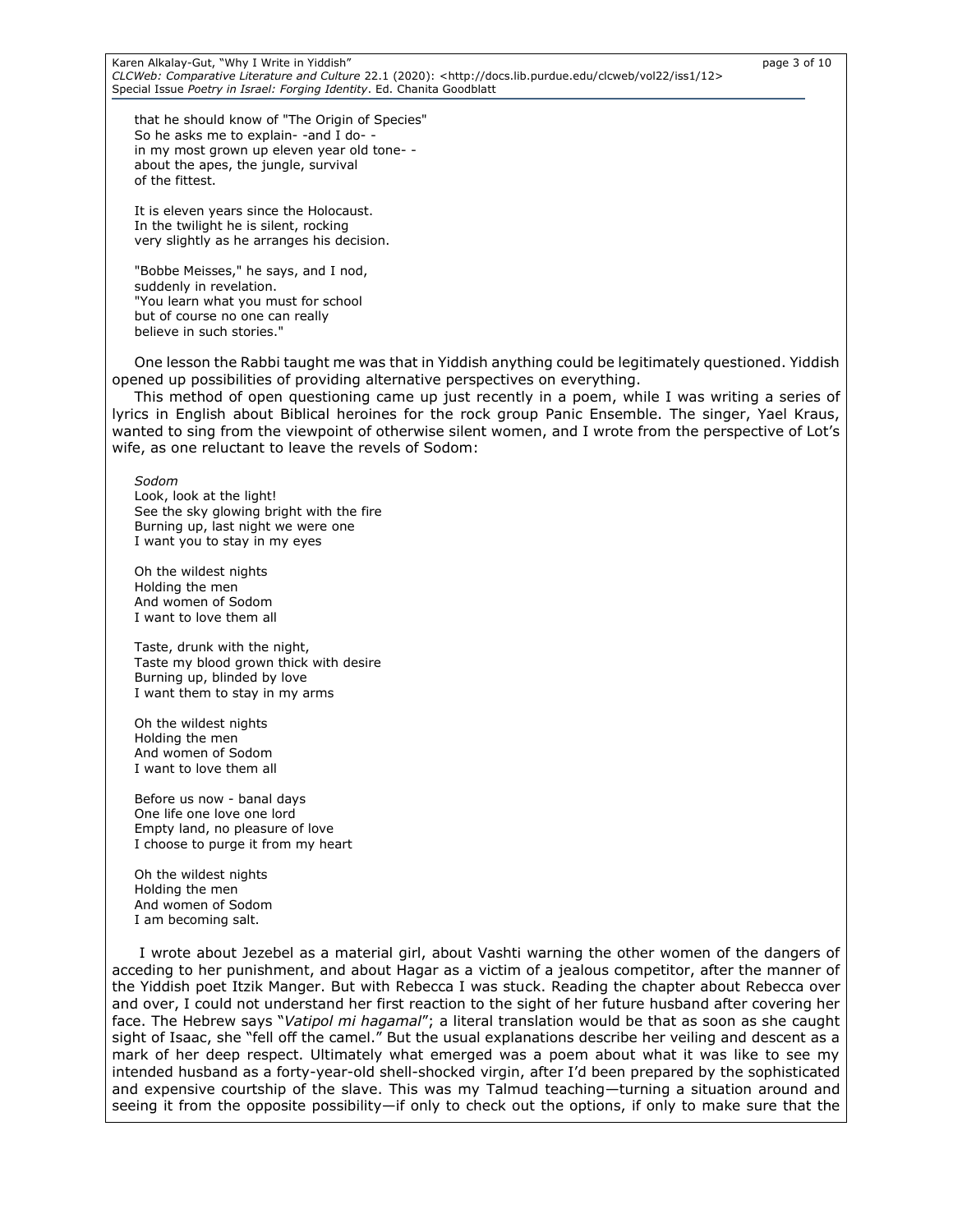that he should know of "The Origin of Species"
So he asks me to explain- -and I do- -
in my most grown up eleven year old tone- -
about the apes, the jungle, survival
of the fittest.

It is eleven years since the Holocaust.
In the twilight he is silent, rocking
very slightly as he arranges his decision.

"Bobbe Meisses," he says, and I nod,
suddenly in revelation.
"You learn what you must for school
but of course no one can really
believe in such stories."

One lesson the Rabbi taught me was that in Yiddish anything could be legitimately questioned. Yiddish opened up possibilities of providing alternative perspectives on everything.

This method of open questioning came up just recently in a poem, while I was writing a series of lyrics in English about Biblical heroines for the rock group Panic Ensemble. The singer, Yael Kraus, wanted to sing from the viewpoint of otherwise silent women, and I wrote from the perspective of Lot's wife, as one reluctant to leave the revels of Sodom:

*Sodom*
Look, look at the light!
See the sky glowing bright with the fire
Burning up, last night we were one
I want you to stay in my eyes

Oh the wildest nights
Holding the men
And women of Sodom
I want to love them all

Taste, drunk with the night,
Taste my blood grown thick with desire
Burning up, blinded by love
I want them to stay in my arms

Oh the wildest nights
Holding the men
And women of Sodom
I want to love them all

Before us now - banal days
One life one love one lord
Empty land, no pleasure of love
I choose to purge it from my heart

Oh the wildest nights
Holding the men
And women of Sodom
I am becoming salt.

I wrote about Jezebel as a material girl, about Vashti warning the other women of the dangers of acceding to her punishment, and about Hagar as a victim of a jealous competitor, after the manner of the Yiddish poet Itzik Manger. But with Rebecca I was stuck. Reading the chapter about Rebecca over and over, I could not understand her first reaction to the sight of her future husband after covering her face. The Hebrew says "*Vatipol mi hagamal*"; a literal translation would be that as soon as she caught sight of Isaac, she "fell off the camel." But the usual explanations describe her veiling and descent as a mark of her deep respect. Ultimately what emerged was a poem about what it was like to see my intended husband as a forty-year-old shell-shocked virgin, after I'd been prepared by the sophisticated and expensive courtship of the slave. This was my Talmud teaching—turning a situation around and seeing it from the opposite possibility—if only to check out the options, if only to make sure that the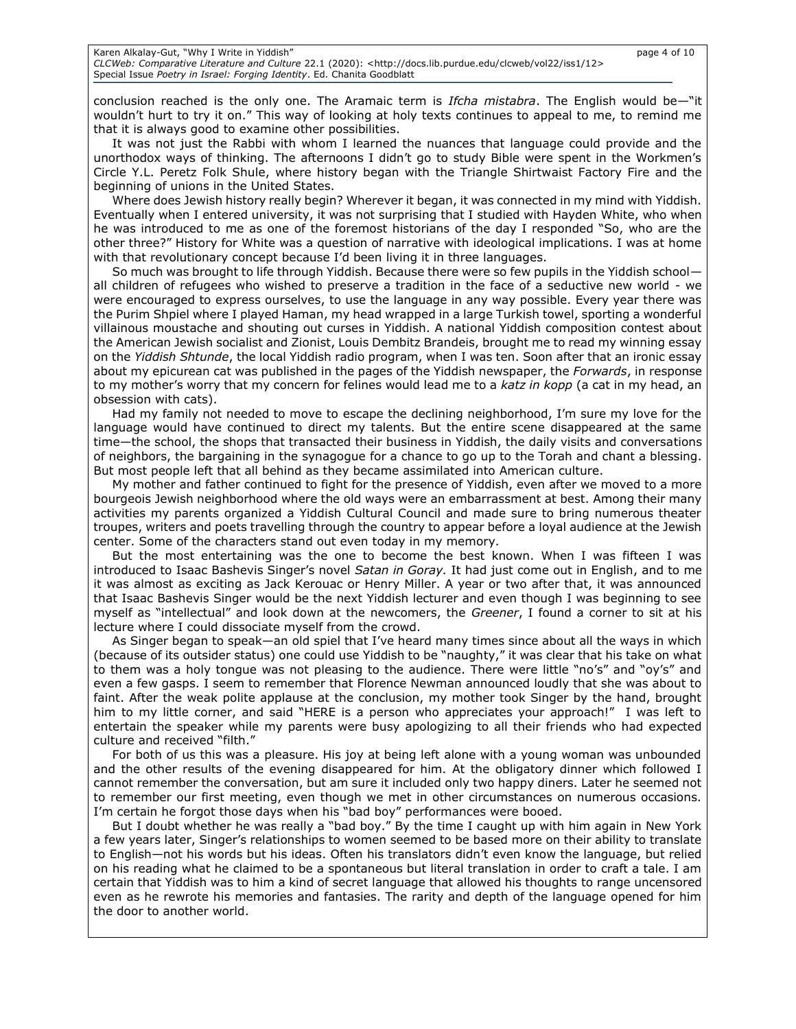conclusion reached is the only one. The Aramaic term is *Ifcha mistabra*. The English would be—"it wouldn't hurt to try it on." This way of looking at holy texts continues to appeal to me, to remind me that it is always good to examine other possibilities.

It was not just the Rabbi with whom I learned the nuances that language could provide and the unorthodox ways of thinking. The afternoons I didn't go to study Bible were spent in the Workmen's Circle Y.L. Peretz Folk Shule, where history began with the Triangle Shirtwaist Factory Fire and the beginning of unions in the United States.

Where does Jewish history really begin? Wherever it began, it was connected in my mind with Yiddish. Eventually when I entered university, it was not surprising that I studied with Hayden White, who when he was introduced to me as one of the foremost historians of the day I responded "So, who are the other three?" History for White was a question of narrative with ideological implications. I was at home with that revolutionary concept because I'd been living it in three languages.

So much was brought to life through Yiddish. Because there were so few pupils in the Yiddish school—all children of refugees who wished to preserve a tradition in the face of a seductive new world - we were encouraged to express ourselves, to use the language in any way possible. Every year there was the Purim Shpiel where I played Haman, my head wrapped in a large Turkish towel, sporting a wonderful villainous moustache and shouting out curses in Yiddish. A national Yiddish composition contest about the American Jewish socialist and Zionist, Louis Dembitz Brandeis, brought me to read my winning essay on the *Yiddish Shtunde*, the local Yiddish radio program, when I was ten. Soon after that an ironic essay about my epicurean cat was published in the pages of the Yiddish newspaper, the *Forwards*, in response to my mother's worry that my concern for felines would lead me to a *katz in kopp* (a cat in my head, an obsession with cats).

Had my family not needed to move to escape the declining neighborhood, I'm sure my love for the language would have continued to direct my talents. But the entire scene disappeared at the same time—the school, the shops that transacted their business in Yiddish, the daily visits and conversations of neighbors, the bargaining in the synagogue for a chance to go up to the Torah and chant a blessing. But most people left that all behind as they became assimilated into American culture.

My mother and father continued to fight for the presence of Yiddish, even after we moved to a more bourgeois Jewish neighborhood where the old ways were an embarrassment at best. Among their many activities my parents organized a Yiddish Cultural Council and made sure to bring numerous theater troupes, writers and poets travelling through the country to appear before a loyal audience at the Jewish center. Some of the characters stand out even today in my memory.

But the most entertaining was the one to become the best known. When I was fifteen I was introduced to Isaac Bashevis Singer's novel *Satan in Goray.* It had just come out in English, and to me it was almost as exciting as Jack Kerouac or Henry Miller. A year or two after that, it was announced that Isaac Bashevis Singer would be the next Yiddish lecturer and even though I was beginning to see myself as "intellectual" and look down at the newcomers, the *Greener*, I found a corner to sit at his lecture where I could dissociate myself from the crowd.

As Singer began to speak—an old spiel that I've heard many times since about all the ways in which (because of its outsider status) one could use Yiddish to be "naughty," it was clear that his take on what to them was a holy tongue was not pleasing to the audience. There were little "no's" and "oy's" and even a few gasps. I seem to remember that Florence Newman announced loudly that she was about to faint. After the weak polite applause at the conclusion, my mother took Singer by the hand, brought him to my little corner, and said "HERE is a person who appreciates your approach!" I was left to entertain the speaker while my parents were busy apologizing to all their friends who had expected culture and received "filth."

For both of us this was a pleasure. His joy at being left alone with a young woman was unbounded and the other results of the evening disappeared for him. At the obligatory dinner which followed I cannot remember the conversation, but am sure it included only two happy diners. Later he seemed not to remember our first meeting, even though we met in other circumstances on numerous occasions. I'm certain he forgot those days when his "bad boy" performances were booed.

But I doubt whether he was really a "bad boy." By the time I caught up with him again in New York a few years later, Singer's relationships to women seemed to be based more on their ability to translate to English—not his words but his ideas. Often his translators didn't even know the language, but relied on his reading what he claimed to be a spontaneous but literal translation in order to craft a tale. I am certain that Yiddish was to him a kind of secret language that allowed his thoughts to range uncensored even as he rewrote his memories and fantasies. The rarity and depth of the language opened for him the door to another world.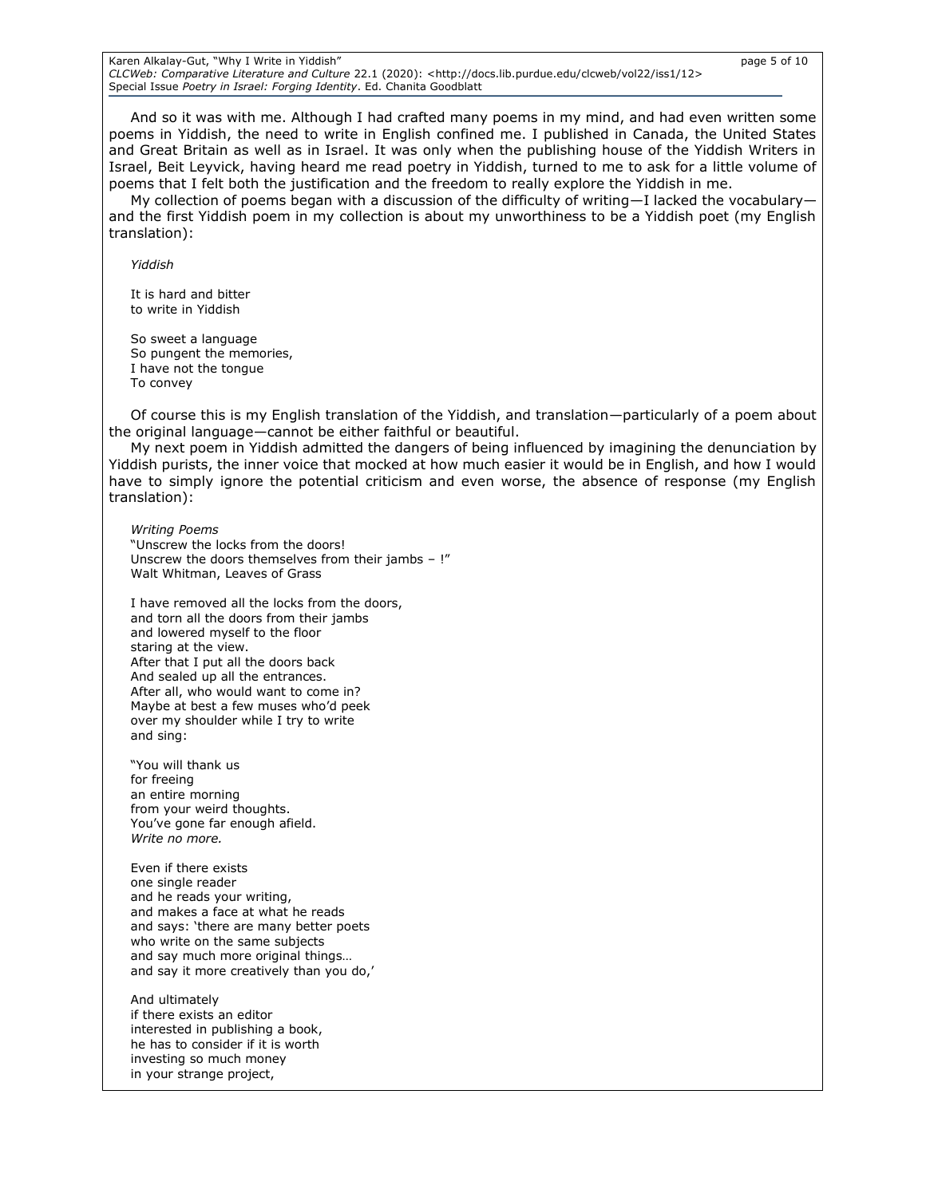And so it was with me. Although I had crafted many poems in my mind, and had even written some poems in Yiddish, the need to write in English confined me. I published in Canada, the United States and Great Britain as well as in Israel. It was only when the publishing house of the Yiddish Writers in Israel, Beit Leyvick, having heard me read poetry in Yiddish, turned to me to ask for a little volume of poems that I felt both the justification and the freedom to really explore the Yiddish in me.

My collection of poems began with a discussion of the difficulty of writing—I lacked the vocabulary—and the first Yiddish poem in my collection is about my unworthiness to be a Yiddish poet (my English translation):

*Yiddish*

It is hard and bitter  
to write in Yiddish

So sweet a language  
So pungent the memories,  
I have not the tongue  
To convey

Of course this is my English translation of the Yiddish, and translation—particularly of a poem about the original language—cannot be either faithful or beautiful.

My next poem in Yiddish admitted the dangers of being influenced by imagining the denunciation by Yiddish purists, the inner voice that mocked at how much easier it would be in English, and how I would have to simply ignore the potential criticism and even worse, the absence of response (my English translation):

*Writing Poems*  
"Unscrew the locks from the doors!  
Unscrew the doors themselves from their jambs – !"  
Walt Whitman, Leaves of Grass

I have removed all the locks from the doors,  
and torn all the doors from their jambs  
and lowered myself to the floor  
staring at the view.  
After that I put all the doors back  
And sealed up all the entrances.  
After all, who would want to come in?  
Maybe at best a few muses who'd peek  
over my shoulder while I try to write  
and sing:

"You will thank us  
for freeing  
an entire morning  
from your weird thoughts.  
You've gone far enough afield.  
*Write no more.*

Even if there exists  
one single reader  
and he reads your writing,  
and makes a face at what he reads  
and says: 'there are many better poets  
who write on the same subjects  
and say much more original things…  
and say it more creatively than you do,'

And ultimately  
if there exists an editor  
interested in publishing a book,  
he has to consider if it is worth  
investing so much money  
in your strange project,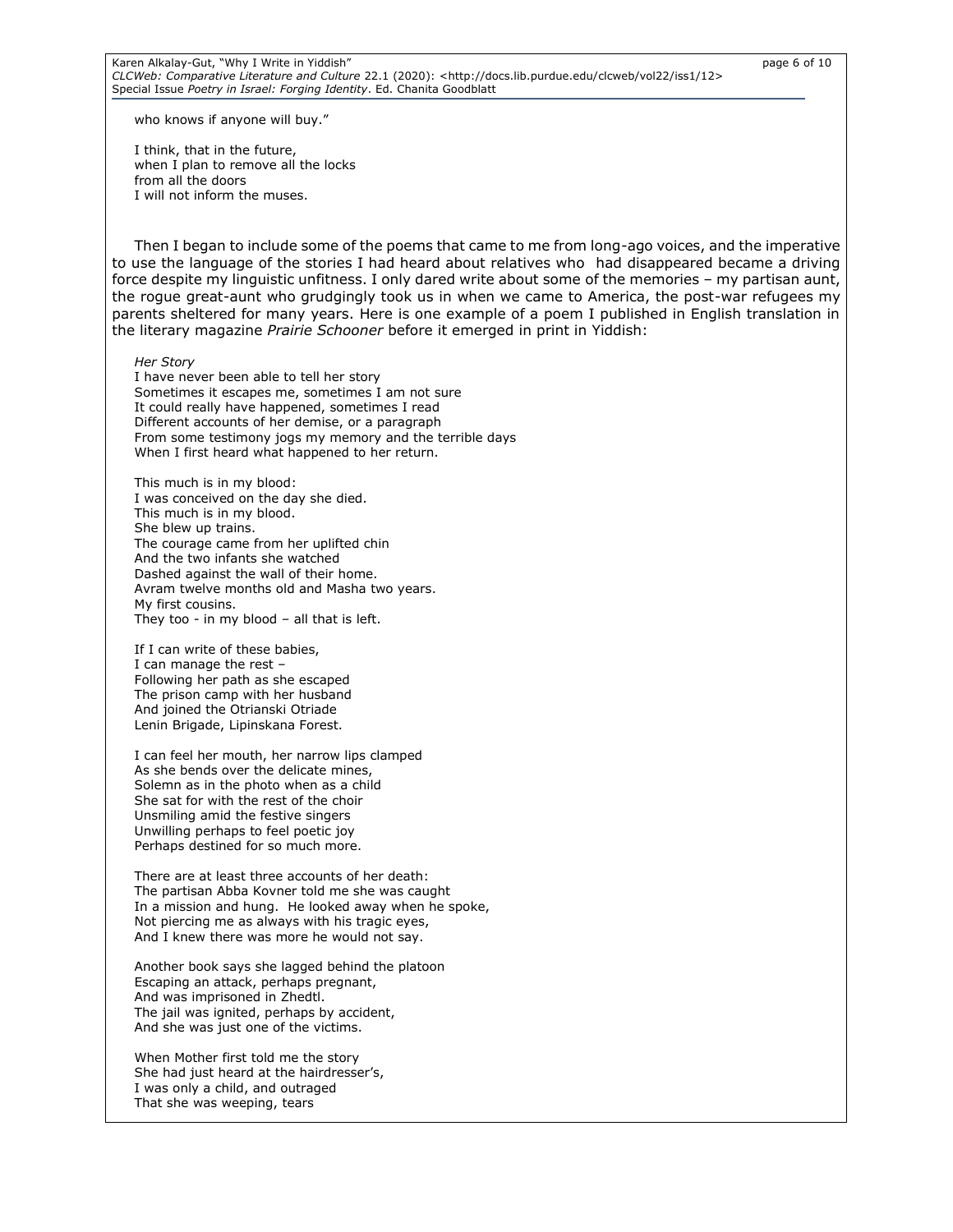who knows if anyone will buy."

I think, that in the future,  
when I plan to remove all the locks  
from all the doors  
I will not inform the muses.

Then I began to include some of the poems that came to me from long-ago voices, and the imperative to use the language of the stories I had heard about relatives who had disappeared became a driving force despite my linguistic unfitness. I only dared write about some of the memories – my partisan aunt, the rogue great-aunt who grudgingly took us in when we came to America, the post-war refugees my parents sheltered for many years. Here is one example of a poem I published in English translation in the literary magazine *Prairie Schooner* before it emerged in print in Yiddish:

*Her Story*  
I have never been able to tell her story  
Sometimes it escapes me, sometimes I am not sure  
It could really have happened, sometimes I read  
Different accounts of her demise, or a paragraph  
From some testimony jogs my memory and the terrible days  
When I first heard what happened to her return.

This much is in my blood:  
I was conceived on the day she died.  
This much is in my blood.  
She blew up trains.  
The courage came from her uplifted chin  
And the two infants she watched  
Dashed against the wall of their home.  
Avram twelve months old and Masha two years.  
My first cousins.  
They too - in my blood – all that is left.

If I can write of these babies,  
I can manage the rest –  
Following her path as she escaped  
The prison camp with her husband  
And joined the Otrianski Otriade  
Lenin Brigade, Lipinskana Forest.

I can feel her mouth, her narrow lips clamped  
As she bends over the delicate mines,  
Solemn as in the photo when as a child  
She sat for with the rest of the choir  
Unsmiling amid the festive singers  
Unwilling perhaps to feel poetic joy  
Perhaps destined for so much more.

There are at least three accounts of her death:  
The partisan Abba Kovner told me she was caught  
In a mission and hung. He looked away when he spoke,  
Not piercing me as always with his tragic eyes,  
And I knew there was more he would not say.

Another book says she lagged behind the platoon  
Escaping an attack, perhaps pregnant,  
And was imprisoned in Zhedtl.  
The jail was ignited, perhaps by accident,  
And she was just one of the victims.

When Mother first told me the story  
She had just heard at the hairdresser's,  
I was only a child, and outraged  
That she was weeping, tears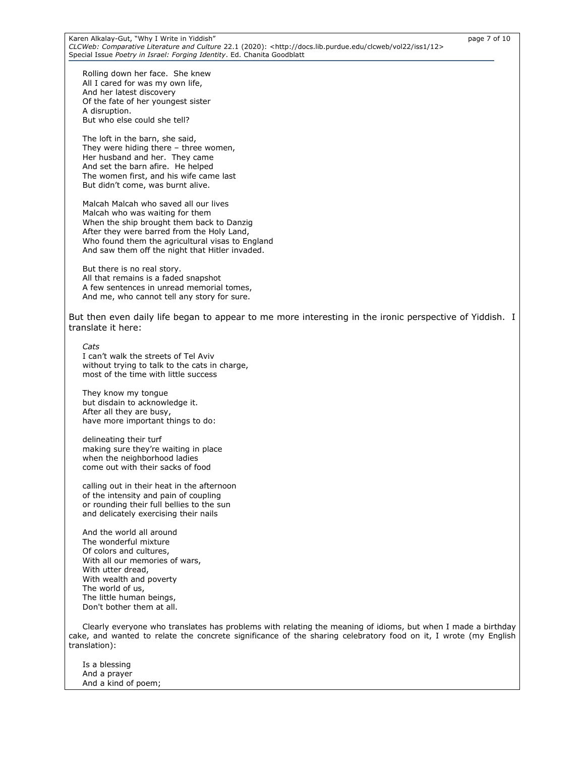Rolling down her face. She knew  
All I cared for was my own life,  
And her latest discovery  
Of the fate of her youngest sister  
A disruption.  
But who else could she tell?

The loft in the barn, she said,  
They were hiding there – three women,  
Her husband and her. They came  
And set the barn afire. He helped  
The women first, and his wife came last  
But didn't come, was burnt alive.

Malcah Malcah who saved all our lives  
Malcah who was waiting for them  
When the ship brought them back to Danzig  
After they were barred from the Holy Land,  
Who found them the agricultural visas to England  
And saw them off the night that Hitler invaded.

But there is no real story.  
All that remains is a faded snapshot  
A few sentences in unread memorial tomes,  
And me, who cannot tell any story for sure.

But then even daily life began to appear to me more interesting in the ironic perspective of Yiddish. I translate it here:

*Cats*  
I can't walk the streets of Tel Aviv  
without trying to talk to the cats in charge,  
most of the time with little success

They know my tongue  
but disdain to acknowledge it.  
After all they are busy,  
have more important things to do:

delineating their turf  
making sure they're waiting in place  
when the neighborhood ladies  
come out with their sacks of food

calling out in their heat in the afternoon  
of the intensity and pain of coupling  
or rounding their full bellies to the sun  
and delicately exercising their nails

And the world all around  
The wonderful mixture  
Of colors and cultures,  
With all our memories of wars,  
With utter dread,  
With wealth and poverty  
The world of us,  
The little human beings,  
Don't bother them at all.

Clearly everyone who translates has problems with relating the meaning of idioms, but when I made a birthday cake, and wanted to relate the concrete significance of the sharing celebratory food on it, I wrote (my English translation):

Is a blessing  
And a prayer  
And a kind of poem;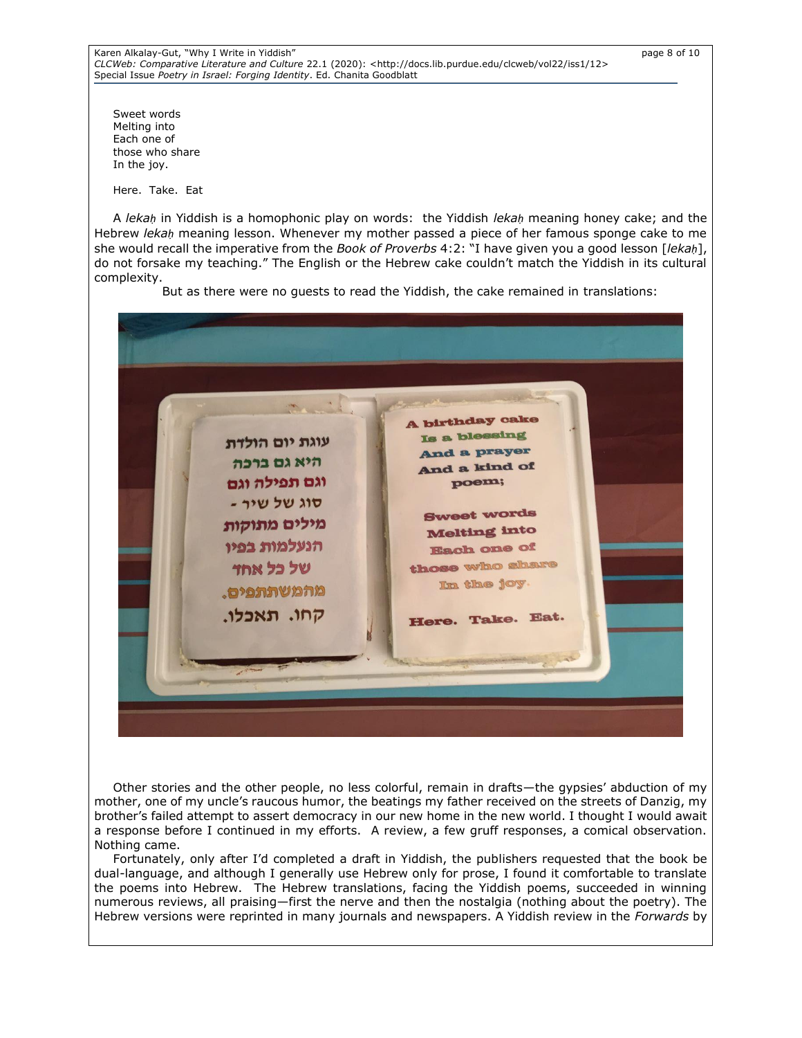Sweet words
Melting into
Each one of
those who share
In the joy.

Here. Take. Eat

A *lekaḥ* in Yiddish is a homophonic play on words: the Yiddish *lekaḥ* meaning honey cake; and the Hebrew *lekaḥ* meaning lesson. Whenever my mother passed a piece of her famous sponge cake to me she would recall the imperative from the *Book of Proverbs* 4:2: "I have given you a good lesson [*lekaḥ*], do not forsake my teaching." The English or the Hebrew cake couldn't match the Yiddish in its cultural complexity.

But as there were no guests to read the Yiddish, the cake remained in translations:

Other stories and the other people, no less colorful, remain in drafts—the gypsies' abduction of my mother, one of my uncle's raucous humor, the beatings my father received on the streets of Danzig, my brother's failed attempt to assert democracy in our new home in the new world. I thought I would await a response before I continued in my efforts. A review, a few gruff responses, a comical observation. Nothing came.

Fortunately, only after I'd completed a draft in Yiddish, the publishers requested that the book be dual-language, and although I generally use Hebrew only for prose, I found it comfortable to translate the poems into Hebrew. The Hebrew translations, facing the Yiddish poems, succeeded in winning numerous reviews, all praising—first the nerve and then the nostalgia (nothing about the poetry). The Hebrew versions were reprinted in many journals and newspapers. A Yiddish review in the *Forwards* by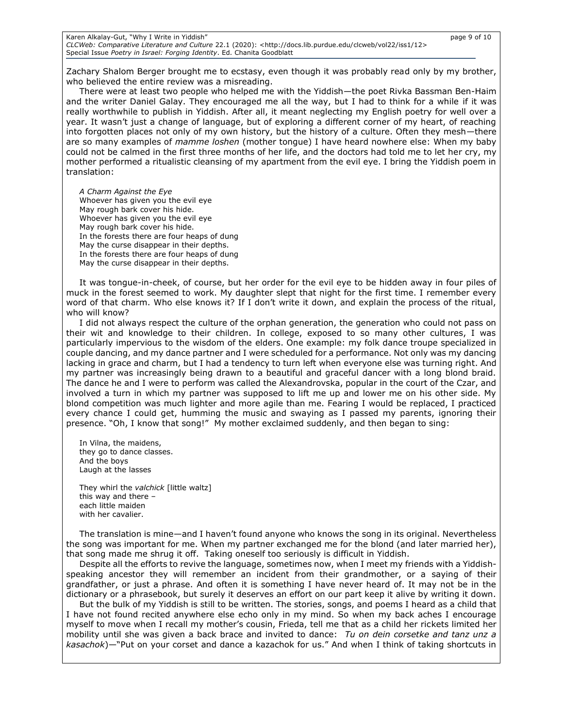Zachary Shalom Berger brought me to ecstasy, even though it was probably read only by my brother, who believed the entire review was a misreading.

There were at least two people who helped me with the Yiddish—the poet Rivka Bassman Ben-Haim and the writer Daniel Galay. They encouraged me all the way, but I had to think for a while if it was really worthwhile to publish in Yiddish. After all, it meant neglecting my English poetry for well over a year. It wasn't just a change of language, but of exploring a different corner of my heart, of reaching into forgotten places not only of my own history, but the history of a culture. Often they mesh—there are so many examples of *mamme loshen* (mother tongue) I have heard nowhere else: When my baby could not be calmed in the first three months of her life, and the doctors had told me to let her cry, my mother performed a ritualistic cleansing of my apartment from the evil eye. I bring the Yiddish poem in translation:

*A Charm Against the Eye*  
Whoever has given you the evil eye  
May rough bark cover his hide.  
Whoever has given you the evil eye  
May rough bark cover his hide.  
In the forests there are four heaps of dung  
May the curse disappear in their depths.  
In the forests there are four heaps of dung  
May the curse disappear in their depths.

It was tongue-in-cheek, of course, but her order for the evil eye to be hidden away in four piles of muck in the forest seemed to work. My daughter slept that night for the first time. I remember every word of that charm. Who else knows it? If I don't write it down, and explain the process of the ritual, who will know?

I did not always respect the culture of the orphan generation, the generation who could not pass on their wit and knowledge to their children. In college, exposed to so many other cultures, I was particularly impervious to the wisdom of the elders. One example: my folk dance troupe specialized in couple dancing, and my dance partner and I were scheduled for a performance. Not only was my dancing lacking in grace and charm, but I had a tendency to turn left when everyone else was turning right. And my partner was increasingly being drawn to a beautiful and graceful dancer with a long blond braid. The dance he and I were to perform was called the Alexandrovska, popular in the court of the Czar, and involved a turn in which my partner was supposed to lift me up and lower me on his other side. My blond competition was much lighter and more agile than me. Fearing I would be replaced, I practiced every chance I could get, humming the music and swaying as I passed my parents, ignoring their presence. "Oh, I know that song!" My mother exclaimed suddenly, and then began to sing:

In Vilna, the maidens,  
they go to dance classes.  
And the boys  
Laugh at the lasses

They whirl the *valchick* [little waltz]  
this way and there –  
each little maiden  
with her cavalier.

The translation is mine—and I haven't found anyone who knows the song in its original. Nevertheless the song was important for me. When my partner exchanged me for the blond (and later married her), that song made me shrug it off. Taking oneself too seriously is difficult in Yiddish.

Despite all the efforts to revive the language, sometimes now, when I meet my friends with a Yiddish-speaking ancestor they will remember an incident from their grandmother, or a saying of their grandfather, or just a phrase. And often it is something I have never heard of. It may not be in the dictionary or a phrasebook, but surely it deserves an effort on our part keep it alive by writing it down.

But the bulk of my Yiddish is still to be written. The stories, songs, and poems I heard as a child that I have not found recited anywhere else echo only in my mind. So when my back aches I encourage myself to move when I recall my mother's cousin, Frieda, tell me that as a child her rickets limited her mobility until she was given a back brace and invited to dance: *Tu on dein corsetke and tanz unz a kasachok*)—"Put on your corset and dance a kazachok for us." And when I think of taking shortcuts in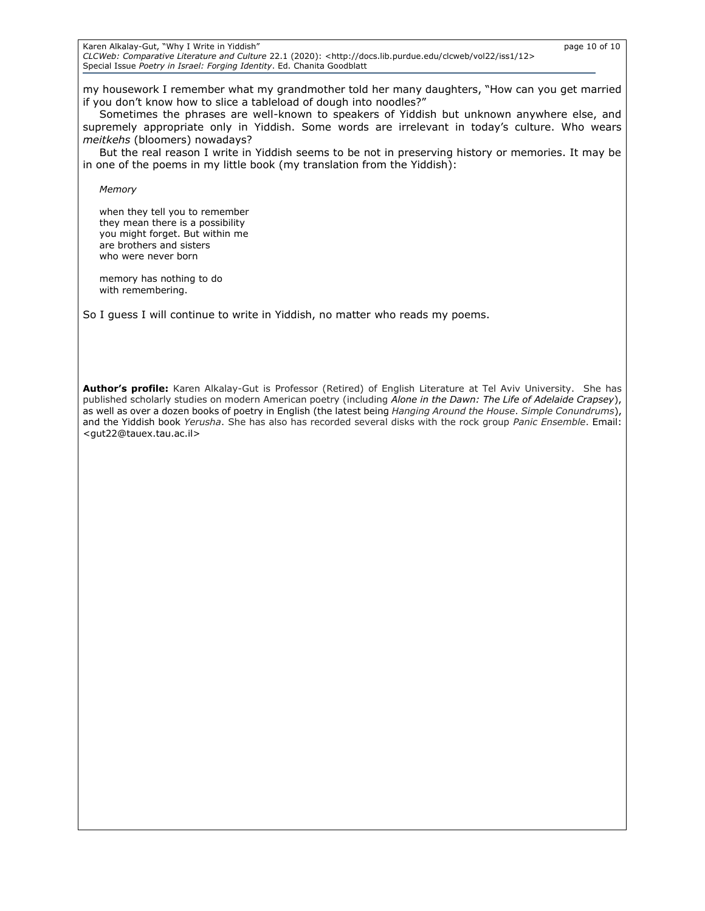my housework I remember what my grandmother told her many daughters, "How can you get married if you don't know how to slice a tableload of dough into noodles?"

Sometimes the phrases are well-known to speakers of Yiddish but unknown anywhere else, and supremely appropriate only in Yiddish. Some words are irrelevant in today's culture. Who wears *meitkehs* (bloomers) nowadays?

But the real reason I write in Yiddish seems to be not in preserving history or memories. It may be in one of the poems in my little book (my translation from the Yiddish):

*Memory*

when they tell you to remember
they mean there is a possibility
you might forget. But within me
are brothers and sisters
who were never born

memory has nothing to do
with remembering.

So I guess I will continue to write in Yiddish, no matter who reads my poems.

**Author's profile:** Karen Alkalay-Gut is Professor (Retired) of English Literature at Tel Aviv University. She has published scholarly studies on modern American poetry (including *Alone in the Dawn: The Life of Adelaide Crapsey*), as well as over a dozen books of poetry in English (the latest being *Hanging Around the House*. *Simple Conundrums*), and the Yiddish book *Yerusha*. She has also has recorded several disks with the rock group *Panic Ensemble*. Email: <gut22@tauex.tau.ac.il>